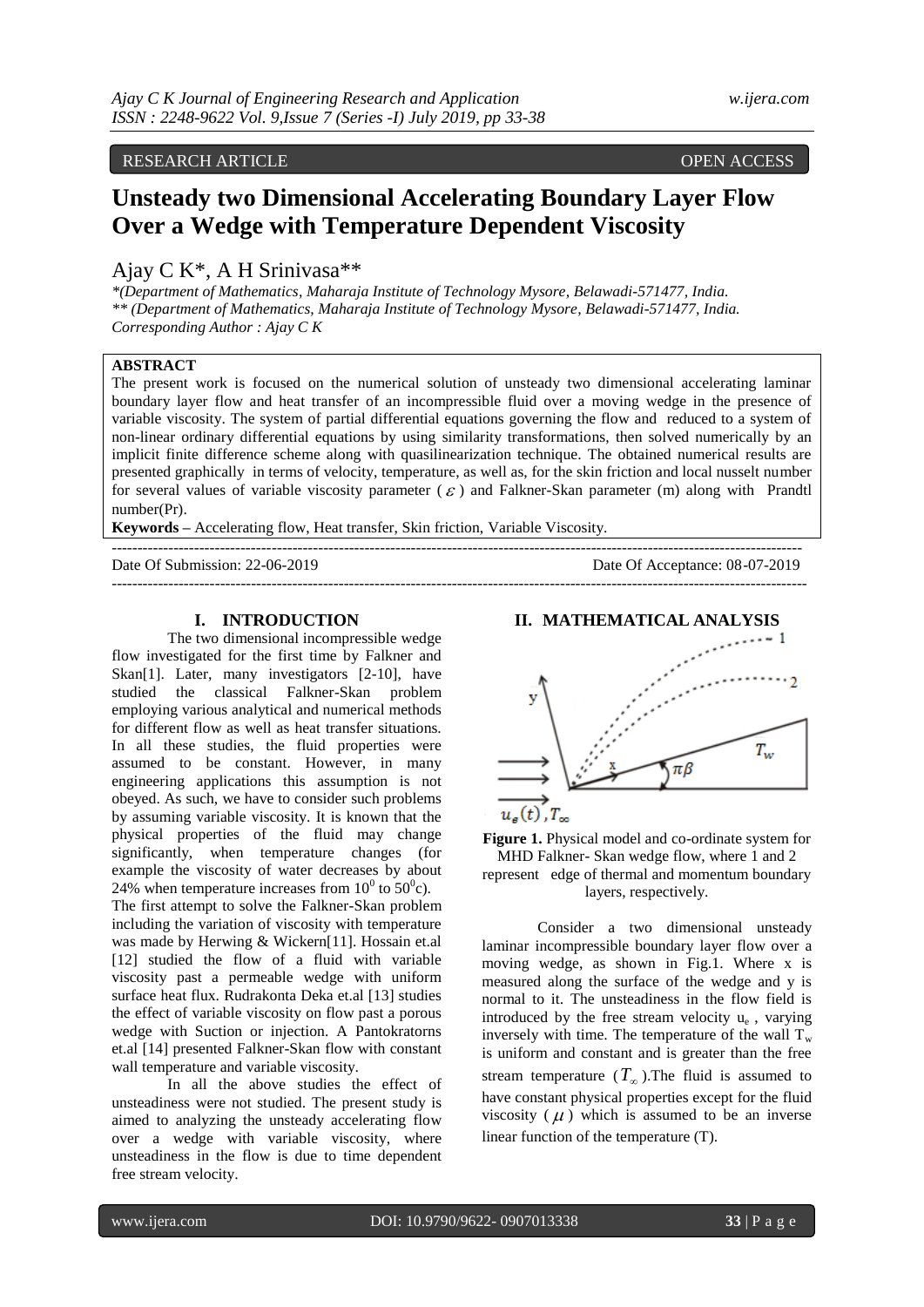RESEARCH ARTICLE OPEN ACCESS

# Unsteady two Dimensional Accelerating Boundary Layer Flow Over a Wedge with Temperature Dependent Viscosity

Ajay C K*, A H Srinivasa**

*(Department of Mathematics, Maharaja Institute of Technology Mysore, Belawadi-571477, India.
** (Department of Mathematics, Maharaja Institute of Technology Mysore, Belawadi-571477, India.
Corresponding Author : Ajay C K

**ABSTRACT**

The present work is focused on the numerical solution of unsteady two dimensional accelerating laminar boundary layer flow and heat transfer of an incompressible fluid over a moving wedge in the presence of variable viscosity. The system of partial differential equations governing the flow and reduced to a system of non-linear ordinary differential equations by using similarity transformations, then solved numerically by an implicit finite difference scheme along with quasilinearization technique. The obtained numerical results are presented graphically in terms of velocity, temperature, as well as, for the skin friction and local nusselt number for several values of variable viscosity parameter ($\varepsilon$) and Falkner-Skan parameter (m) along with Prandtl number(Pr).

**Keywords** – Accelerating flow, Heat transfer, Skin friction, Variable Viscosity.

---

Date Of Submission: 22-06-2019 Date Of Acceptance: 08-07-2019

---

## I. INTRODUCTION

The two dimensional incompressible wedge flow investigated for the first time by Falkner and Skan[1]. Later, many investigators [2-10], have studied the classical Falkner-Skan problem employing various analytical and numerical methods for different flow as well as heat transfer situations. In all these studies, the fluid properties were assumed to be constant. However, in many engineering applications this assumption is not obeyed. As such, we have to consider such problems by assuming variable viscosity. It is known that the physical properties of the fluid may change significantly, when temperature changes (for example the viscosity of water decreases by about 24% when temperature increases from $10^0$ to $50^0$c).

The first attempt to solve the Falkner-Skan problem including the variation of viscosity with temperature was made by Herwing & Wickern[11]. Hossain et.al [12] studied the flow of a fluid with variable viscosity past a permeable wedge with uniform surface heat flux. Rudrakonta Deka et.al [13] studies the effect of variable viscosity on flow past a porous wedge with Suction or injection. A Pantokratorns et.al [14] presented Falkner-Skan flow with constant wall temperature and variable viscosity.

In all the above studies the effect of unsteadiness were not studied. The present study is aimed to analyzing the unsteady accelerating flow over a wedge with variable viscosity, where unsteadiness in the flow is due to time dependent free stream velocity.

## II. MATHEMATICAL ANALYSIS

**Figure 1.** Physical model and co-ordinate system for MHD Falkner- Skan wedge flow, where 1 and 2 represent edge of thermal and momentum boundary layers, respectively.

Consider a two dimensional unsteady laminar incompressible boundary layer flow over a moving wedge, as shown in Fig.1. Where x is measured along the surface of the wedge and y is normal to it. The unsteadiness in the flow field is introduced by the free stream velocity $u_e$ , varying inversely with time. The temperature of the wall $T_w$ is uniform and constant and is greater than the free stream temperature ($T_\infty$).The fluid is assumed to have constant physical properties except for the fluid viscosity ($\mu$) which is assumed to be an inverse linear function of the temperature (T).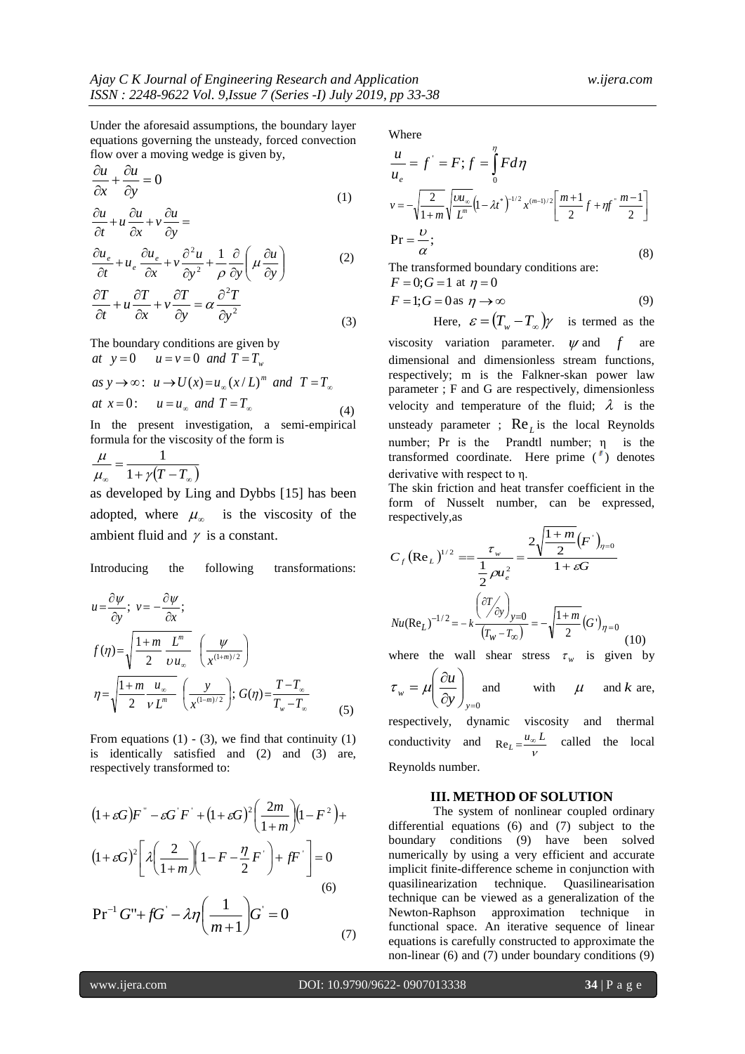Under the aforesaid assumptions, the boundary layer equations governing the unsteady, forced convection flow over a moving wedge is given by,

$$\frac{\partial u}{\partial x}+\frac{\partial u}{\partial y}=0 \tag{1}$$

$$\frac{\partial u}{\partial t}+u\frac{\partial u}{\partial x}+v\frac{\partial u}{\partial y}=$$

$$\frac{\partial u_e}{\partial t}+u_e\frac{\partial u_e}{\partial x}+v\frac{\partial^2 u}{\partial y^2}+\frac{1}{\rho}\frac{\partial}{\partial y}\left(\mu\frac{\partial u}{\partial y}\right) \tag{2}$$

$$\frac{\partial T}{\partial t}+u\frac{\partial T}{\partial x}+v\frac{\partial T}{\partial y}=\alpha\frac{\partial^2 T}{\partial y^2} \tag{3}$$

The boundary conditions are given by

$$at\ \ y=0 \quad u=v=0 \ \ and\ \ T=T_w$$

$$as\ y\to\infty:\ \ u\to U(x)=u_\infty(x/L)^m \ \ and\ \ T=T_\infty$$

$$at\ \ x=0:\quad u=u_\infty \ \ and\ \ T=T_\infty \tag{4}$$

In the present investigation, a semi-empirical formula for the viscosity of the form is

$$\frac{\mu}{\mu_\infty}=\frac{1}{1+\gamma(T-T_\infty)}$$

as developed by Ling and Dybbs [15] has been adopted, where $\mu_\infty$ is the viscosity of the ambient fluid and $\gamma$ is a constant.

Introducing the following transformations:

$$u=\frac{\partial\psi}{\partial y};\ v=-\frac{\partial\psi}{\partial x};$$

$$f(\eta)=\sqrt{\frac{1+m}{2}\frac{L^m}{\upsilon u_\infty}}\left(\frac{\psi}{x^{(1+m)/2}}\right)$$

$$\eta=\sqrt{\frac{1+m}{2}\frac{u_\infty}{\nu L^m}}\left(\frac{y}{x^{(1-m)/2}}\right);\ G(\eta)=\frac{T-T_\infty}{T_w-T_\infty} \tag{5}$$

From equations (1) - (3), we find that continuity (1) is identically satisfied and (2) and (3) are, respectively transformed to:

$$(1+\varepsilon G)F''-\varepsilon G'F'+(1+\varepsilon G)^2\left(\frac{2m}{1+m}\right)(1-F^2)+$$

$$(1+\varepsilon G)^2\left[\lambda\left(\frac{2}{1+m}\right)\left(1-F-\frac{\eta}{2}F'\right)+fF'\right]=0 \tag{6}$$

$$\Pr^{-1}G''+fG'-\lambda\eta\left(\frac{1}{m+1}\right)G'=0 \tag{7}$$

Where

$$\frac{u}{u_e}=f'=F;\ f=\int_0^\eta F\,d\eta$$

$$v=-\sqrt{\frac{2}{1+m}}\sqrt{\frac{\upsilon u_\infty}{L^m}}\left(1-\lambda t^*\right)^{-1/2}x^{(m-1)/2}\left[\frac{m+1}{2}f+\eta f''\frac{m-1}{2}\right]$$

$$\Pr=\frac{\upsilon}{\alpha}; \tag{8}$$

The transformed boundary conditions are:

$$F=0;G=1 \text{ at } \eta=0$$

$$F=1;G=0 \text{ as } \eta\to\infty \tag{9}$$

Here, $\varepsilon=(T_w-T_\infty)\gamma$ is termed as the viscosity variation parameter. $\psi$ and $f$ are dimensional and dimensionless stream functions, respectively; m is the Falkner-skan power law parameter ; F and G are respectively, dimensionless velocity and temperature of the fluid; $\lambda$ is the unsteady parameter ; $\mathrm{Re}_L$ is the local Reynolds number; Pr is the Prandtl number; η is the transformed coordinate. Here prime ($'$) denotes derivative with respect to η.

The skin friction and heat transfer coefficient in the form of Nusselt number, can be expressed, respectively,as

$$C_f(\mathrm{Re}_L)^{1/2}==\frac{\tau_w}{\frac{1}{2}\rho u_e^2}=\frac{2\sqrt{\frac{1+m}{2}}\left(F'\right)_{\eta=0}}{1+\varepsilon G}$$

$$Nu(\mathrm{Re}_L)^{-1/2}=-k\frac{\left(\partial T/\partial y\right)_{y=0}}{(T_w-T_\infty)}=-\sqrt{\frac{1+m}{2}}(G')_{\eta=0} \tag{10}$$

where the wall shear stress $\tau_w$ is given by $\tau_w=\mu\left(\frac{\partial u}{\partial y}\right)_{y=0}$ and with $\mu$ and $k$ are, respectively, dynamic viscosity and thermal conductivity and $\mathrm{Re}_L=\frac{u_\infty L}{\nu}$ called the local Reynolds number.

## III. METHOD OF SOLUTION

The system of nonlinear coupled ordinary differential equations (6) and (7) subject to the boundary conditions (9) have been solved numerically by using a very efficient and accurate implicit finite-difference scheme in conjunction with quasilinearization technique. Quasilinearisation technique can be viewed as a generalization of the Newton-Raphson approximation technique in functional space. An iterative sequence of linear equations is carefully constructed to approximate the non-linear (6) and (7) under boundary conditions (9)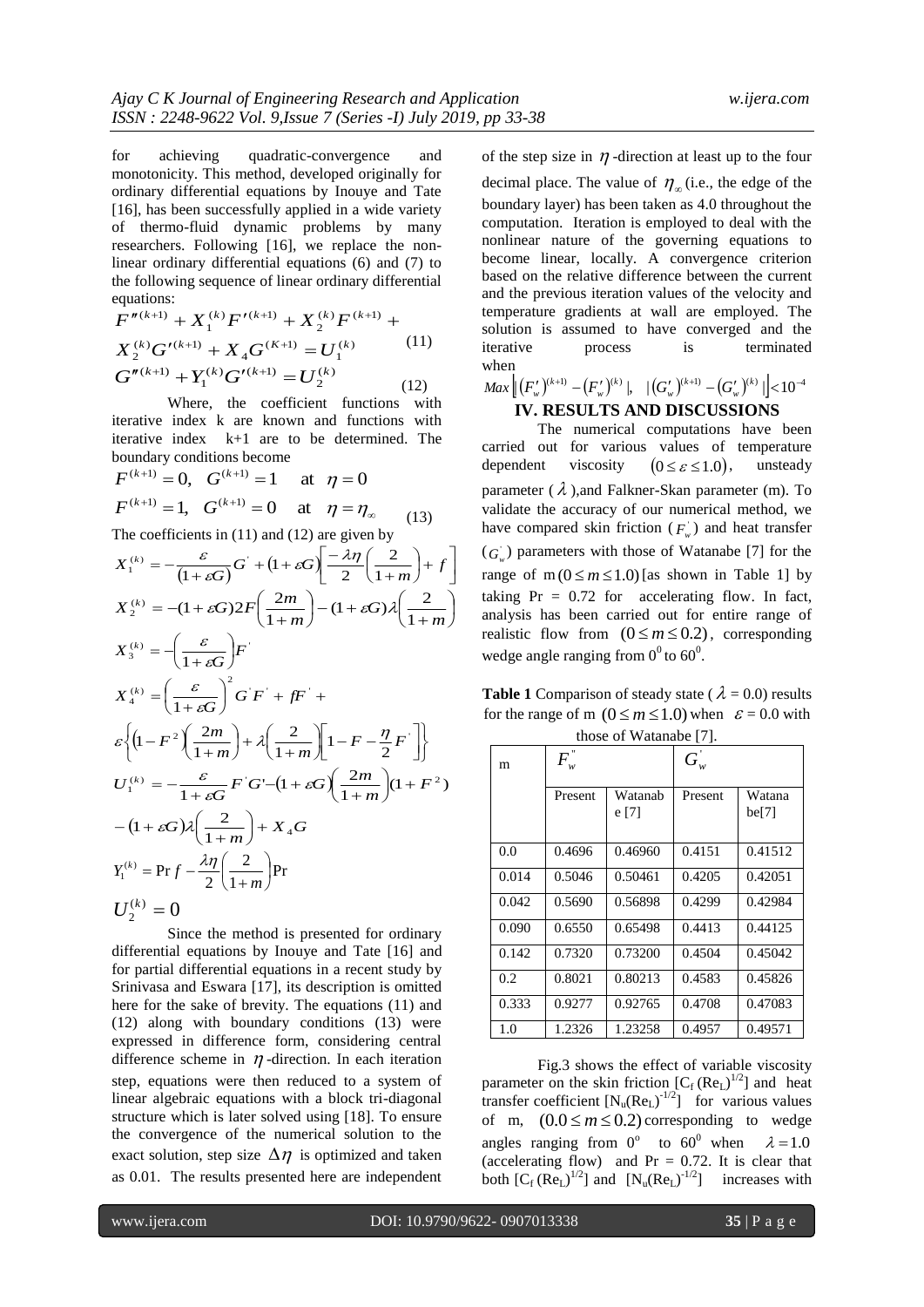for achieving quadratic-convergence and monotonicity. This method, developed originally for ordinary differential equations by Inouye and Tate [16], has been successfully applied in a wide variety of thermo-fluid dynamic problems by many researchers. Following [16], we replace the non-linear ordinary differential equations (6) and (7) to the following sequence of linear ordinary differential equations:

$$F''^{(k+1)} + X_1^{(k)} F'^{(k+1)} + X_2^{(k)} F^{(k+1)} + X_2^{(k)} G'^{(k+1)} + X_4 G^{(K+1)} = U_1^{(k)} \quad (11)$$

$$G''^{(k+1)} + Y_1^{(k)} G'^{(k+1)} = U_2^{(k)} \quad (12)$$

Where, the coefficient functions with iterative index k are known and functions with iterative index k+1 are to be determined. The boundary conditions become

$$F^{(k+1)} = 0, \quad G^{(k+1)} = 1 \quad \text{at} \quad \eta = 0$$

$$F^{(k+1)} = 1, \quad G^{(k+1)} = 0 \quad \text{at} \quad \eta = \eta_\infty \quad (13)$$

The coefficients in (11) and (12) are given by

$$X_1^{(k)} = -\frac{\varepsilon}{(1+\varepsilon G)} G' + (1+\varepsilon G)\left[\frac{-\lambda\eta}{2}\left(\frac{2}{1+m}\right) + f\right]$$

$$X_2^{(k)} = -(1+\varepsilon G) 2F\left(\frac{2m}{1+m}\right) - (1+\varepsilon G)\lambda\left(\frac{2}{1+m}\right)$$

$$X_3^{(k)} = -\left(\frac{\varepsilon}{1+\varepsilon G}\right) F'$$

$$X_4^{(k)} = \left(\frac{\varepsilon}{1+\varepsilon G}\right)^2 G' F' + f F' + \varepsilon\left\{\left(1-F^2\right)\left(\frac{2m}{1+m}\right) + \lambda\left(\frac{2}{1+m}\right)\left[1 - F - \frac{\eta}{2} F'\right]\right\}$$

$$U_1^{(k)} = -\frac{\varepsilon}{1+\varepsilon G} F' G' - (1+\varepsilon G)\left(\frac{2m}{1+m}\right)(1+F^2) - (1+\varepsilon G)\lambda\left(\frac{2}{1+m}\right) + X_4 G$$

$$Y_1^{(k)} = \Pr f - \frac{\lambda\eta}{2}\left(\frac{2}{1+m}\right)\Pr$$

$$U_2^{(k)} = 0$$

Since the method is presented for ordinary differential equations by Inouye and Tate [16] and for partial differential equations in a recent study by Srinivasa and Eswara [17], its description is omitted here for the sake of brevity. The equations (11) and (12) along with boundary conditions (13) were expressed in difference form, considering central difference scheme in $\eta$-direction. In each iteration step, equations were then reduced to a system of linear algebraic equations with a block tri-diagonal structure which is later solved using [18]. To ensure the convergence of the numerical solution to the exact solution, step size $\Delta\eta$ is optimized and taken as 0.01. The results presented here are independent of the step size in $\eta$-direction at least up to the four decimal place. The value of $\eta_\infty$ (i.e., the edge of the boundary layer) has been taken as 4.0 throughout the computation. Iteration is employed to deal with the nonlinear nature of the governing equations to become linear, locally. A convergence criterion based on the relative difference between the current and the previous iteration values of the velocity and temperature gradients at wall are employed. The solution is assumed to have converged and the iterative process is terminated when

$$Max\left|\left(F_w'\right)^{(k+1)} - \left(F_w'\right)^{(k)}\right|, \quad \left|\left(G_w'\right)^{(k+1)} - \left(G_w'\right)^{(k)}\right| < 10^{-4}$$

## IV. RESULTS AND DISCUSSIONS

The numerical computations have been carried out for various values of temperature dependent viscosity $(0 \le \varepsilon \le 1.0)$, unsteady parameter ($\lambda$), and Falkner-Skan parameter (m). To validate the accuracy of our numerical method, we have compared skin friction ($F_w'$) and heat transfer ($G_w'$) parameters with those of Watanabe [7] for the range of $m\,(0 \le m \le 1.0)$ [as shown in Table 1] by taking Pr = 0.72 for accelerating flow. In fact, analysis has been carried out for entire range of realistic flow from $(0 \le m \le 0.2)$, corresponding wedge angle ranging from $0^0$ to $60^0$.

**Table 1** Comparison of steady state ($\lambda$ = 0.0) results for the range of m $(0 \le m \le 1.0)$ when $\varepsilon$ = 0.0 with those of Watanabe [7].

| m | $F_w''$ | | $G_w'$ | |
|---|---|---|---|---|
| | Present | Watanabe [7] | Present | Watanabe [7] |
| 0.0 | 0.4696 | 0.46960 | 0.4151 | 0.41512 |
| 0.014 | 0.5046 | 0.50461 | 0.4205 | 0.42051 |
| 0.042 | 0.5690 | 0.56898 | 0.4299 | 0.42984 |
| 0.090 | 0.6550 | 0.65498 | 0.4413 | 0.44125 |
| 0.142 | 0.7320 | 0.73200 | 0.4504 | 0.45042 |
| 0.2 | 0.8021 | 0.80213 | 0.4583 | 0.45826 |
| 0.333 | 0.9277 | 0.92765 | 0.4708 | 0.47083 |
| 1.0 | 1.2326 | 1.23258 | 0.4957 | 0.49571 |

Fig.3 shows the effect of variable viscosity parameter on the skin friction $[C_f\,(Re_L)^{1/2}]$ and heat transfer coefficient $[N_u(Re_L)^{-1/2}]$ for various values of m, $(0.0 \le m \le 0.2)$ corresponding to wedge angles ranging from $0^o$ to $60^0$ when $\lambda = 1.0$ (accelerating flow) and Pr = 0.72. It is clear that both $[C_f\,(Re_L)^{1/2}]$ and $[N_u(Re_L)^{-1/2}]$ increases with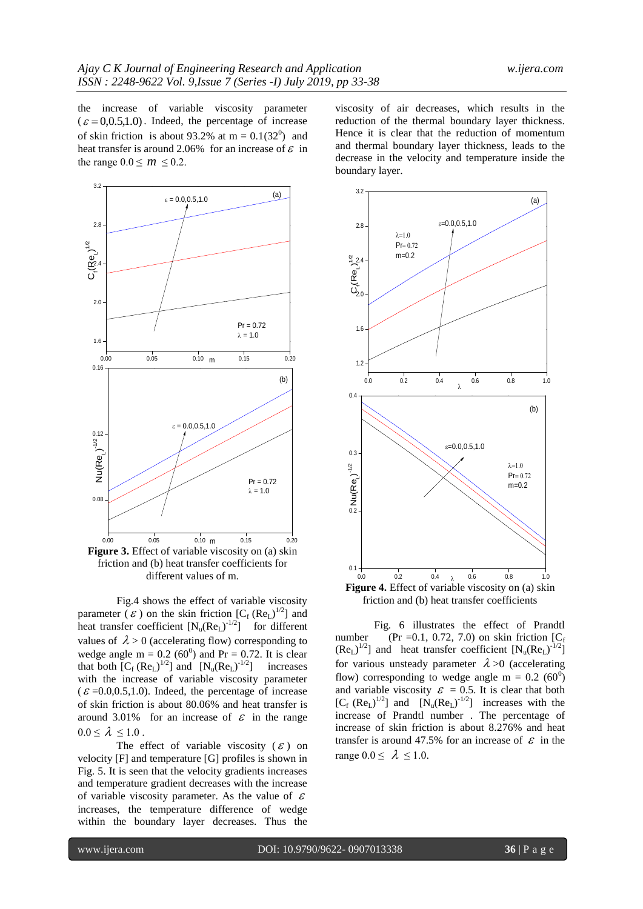the increase of variable viscosity parameter ($\varepsilon = 0, 0.5, 1.0$). Indeed, the percentage of increase of skin friction is about 93.2% at m = 0.1($32^0$) and heat transfer is around 2.06% for an increase of $\varepsilon$ in the range $0.0 \leq m \leq 0.2$.

**Figure 3.** Effect of variable viscosity on (a) skin friction and (b) heat transfer coefficients for different values of m.

Fig.4 shows the effect of variable viscosity parameter ($\varepsilon$) on the skin friction [$C_f\,(Re_L)^{1/2}$] and heat transfer coefficient [$N_u(Re_L)^{-1/2}$] for different values of $\lambda > 0$ (accelerating flow) corresponding to wedge angle m = 0.2 ($60^0$) and Pr = 0.72. It is clear that both [$C_f\,(Re_L)^{1/2}$] and [$N_u(Re_L)^{-1/2}$] increases with the increase of variable viscosity parameter ($\varepsilon$ =0.0,0.5,1.0). Indeed, the percentage of increase of skin friction is about 80.06% and heat transfer is around 3.01% for an increase of $\varepsilon$ in the range $0.0 \leq \lambda \leq 1.0$.

The effect of variable viscosity ($\varepsilon$) on velocity [F] and temperature [G] profiles is shown in Fig. 5. It is seen that the velocity gradients increases and temperature gradient decreases with the increase of variable viscosity parameter. As the value of $\varepsilon$ increases, the temperature difference of wedge within the boundary layer decreases. Thus the viscosity of air decreases, which results in the reduction of the thermal boundary layer thickness. Hence it is clear that the reduction of momentum and thermal boundary layer thickness, leads to the decrease in the velocity and temperature inside the boundary layer.

**Figure 4.** Effect of variable viscosity on (a) skin friction and (b) heat transfer coefficients

Fig. 6 illustrates the effect of Prandtl number (Pr =0.1, 0.72, 7.0) on skin friction [$C_f\,(Re_L)^{1/2}$] and heat transfer coefficient [$N_u(Re_L)^{-1/2}$] for various unsteady parameter $\lambda > 0$ (accelerating flow) corresponding to wedge angle m = 0.2 ($60^0$) and variable viscosity $\varepsilon$ = 0.5. It is clear that both [$C_f\,(Re_L)^{1/2}$] and [$N_u(Re_L)^{-1/2}$] increases with the increase of Prandtl number . The percentage of increase of skin friction is about 8.276% and heat transfer is around 47.5% for an increase of $\varepsilon$ in the range $0.0 \leq \lambda \leq 1.0$.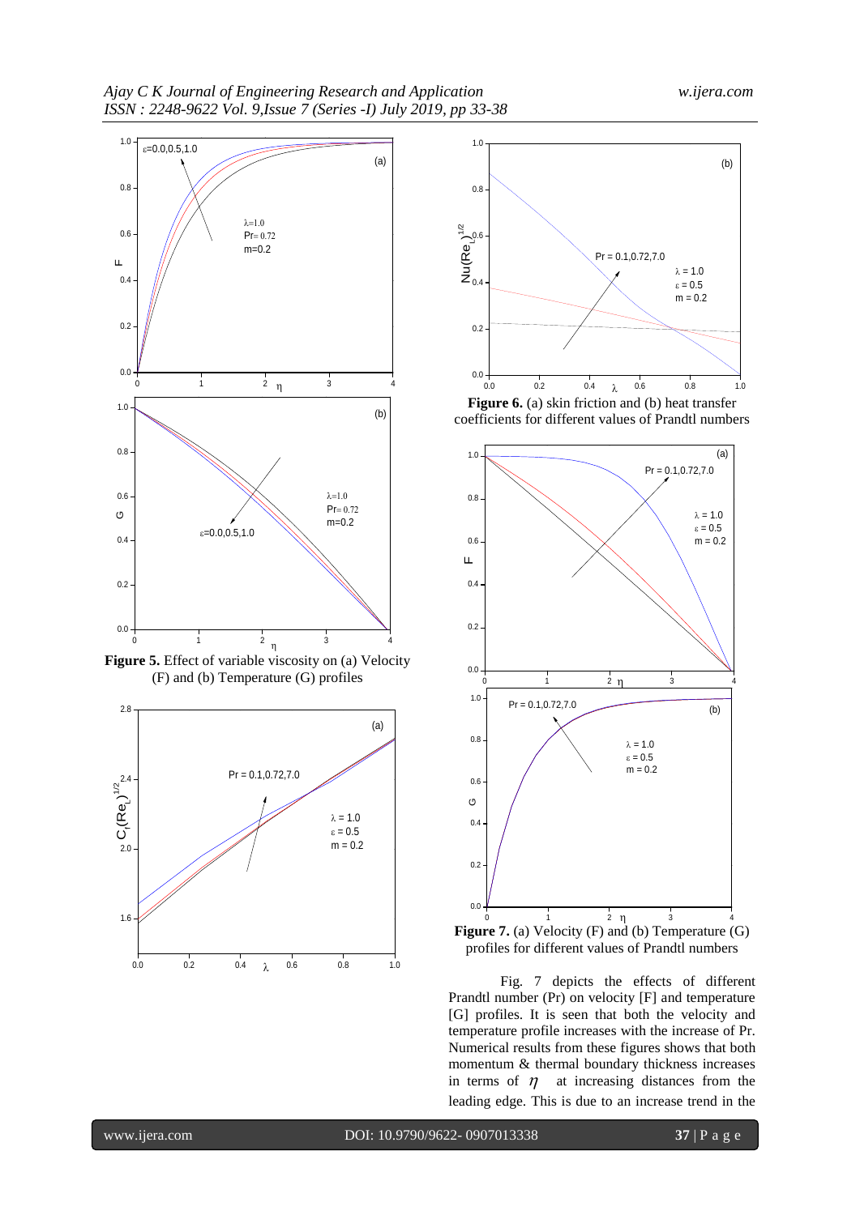**Figure 5.** Effect of variable viscosity on (a) Velocity (F) and (b) Temperature (G) profiles

**Figure 6.** (a) skin friction and (b) heat transfer coefficients for different values of Prandtl numbers

**Figure 7.** (a) Velocity (F) and (b) Temperature (G) profiles for different values of Prandtl numbers

Fig. 7 depicts the effects of different Prandtl number (Pr) on velocity [F] and temperature [G] profiles. It is seen that both the velocity and temperature profile increases with the increase of Pr. Numerical results from these figures shows that both momentum & thermal boundary thickness increases in terms of $\eta$ at increasing distances from the leading edge. This is due to an increase trend in the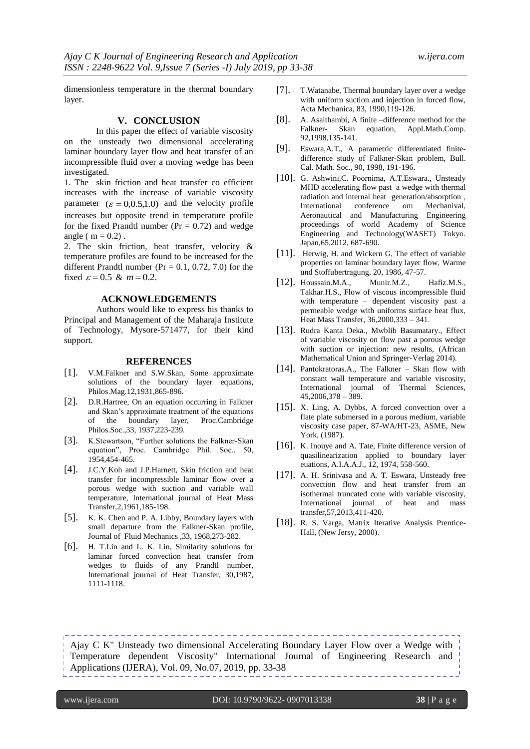dimensionless temperature in the thermal boundary layer.

## V. CONCLUSION

In this paper the effect of variable viscosity on the unsteady two dimensional accelerating laminar boundary layer flow and heat transfer of an incompressible fluid over a moving wedge has been investigated.

1. The skin friction and heat transfer co efficient increases with the increase of variable viscosity parameter $(\varepsilon = 0, 0.5, 1.0)$ and the velocity profile increases but opposite trend in temperature profile for the fixed Prandtl number (Pr = 0.72) and wedge angle ( m = 0.2) .

2. The skin friction, heat transfer, velocity & temperature profiles are found to be increased for the different Prandtl number (Pr = 0.1, 0.72, 7.0) for the fixed $\varepsilon = 0.5$ & $m = 0.2$.

## ACKNOWLEDGEMENTS

Authors would like to express his thanks to Principal and Management of the Maharaja Institute of Technology, Mysore-571477, for their kind support.

## REFERENCES

[1]. V.M.Falkner and S.W.Skan, Some approximate solutions of the boundary layer equations, Philos.Mag.12,1931,865-896.

[2]. D.R.Hartree, On an equation occurring in Falkner and Skan's approximate treatment of the equations of the boundary layer, Proc.Cambridge Philos.Soc.,33, 1937,223-239.

[3]. K.Stewartson, "Further solutions the Falkner-Skan equation", Proc. Cambridge Phil. Soc., 50, 1954,454-465.

[4]. J.C.Y.Koh and J.P.Harnett, Skin friction and heat transfer for incompressible laminar flow over a porous wedge with suction and variable wall temperature, International journal of Heat Mass Transfer,2,1961,185-198.

[5]. K. K. Chen and P. A. Libby, Boundary layers with small departure from the Falkner-Skan profile, Journal of Fluid Mechanics ,33, 1968,273-282.

[6]. H. T.Lin and L. K. Lin, Similarity solutions for laminar forced convection heat transfer from wedges to fluids of any Prandtl number, International journal of Heat Transfer, 30,1987, 1111-1118.

[7]. T.Watanabe, Thermal boundary layer over a wedge with uniform suction and injection in forced flow, Acta Mechanica, 83, 1990,119-126.

[8]. A. Asaithambi, A finite –difference method for the Falkner- Skan equation, Appl.Math.Comp. 92,1998,135-141.

[9]. Eswara,A.T., A parametric differentiated finite-difference study of Falkner-Skan problem, Bull. Cal. Math. Soc., 90, 1998, 191-196.

[10]. G. Ashwini,C. Poornima, A.T.Eswara., Unsteady MHD accelerating flow past a wedge with thermal radiation and internal heat generation/absorption , International conference om Mechanival, Aeronautical and Manufacturing Engineering proceedings of world Academy of Science Engineering and Technology(WASET) Tokyo. Japan,65,2012, 687-690.

[11]. Herwig, H. and Wickern G, The effect of variable properties on laminar boundary layer flow, Warme und Stoffubertragung, 20, 1986, 47-57.

[12]. Houssain.M.A., Munir.M.Z., Hafiz.M.S., Takhar.H.S., Flow of viscous incompressible fluid with temperature – dependent viscosity past a permeable wedge with uniforms surface heat flux, Heat Mass Transfer, 36,2000,333 – 341.

[13]. Rudra Kanta Deka., Mwblib Basumatary., Effect of variable viscosity on flow past a porous wedge with suction or injection: new results, (African Mathematical Union and Springer-Verlag 2014).

[14]. Pantokratoras.A., The Falkner – Skan flow with constant wall temperature and variable viscosity, International journal of Thermal Sciences, 45,2006,378 – 389.

[15]. X. Ling, A. Dybbs, A forced convection over a flate plate submersed in a porous medium, variable viscosity case paper, 87-WA/HT-23, ASME, New York, (1987).

[16]. K. Inouye and A. Tate, Finite difference version of quasilinearization applied to boundary layer euations, A.I.A.A.J., 12, 1974, 558-560.

[17]. A. H. Srinivasa and A. T. Eswara, Unsteady free convection flow and heat transfer from an isothermal truncated cone with variable viscosity, International journal of heat and mass transfer,57,2013,411-420.

[18]. R. S. Varga, Matrix Iterative Analysis Prentice-Hall, (New Jersy, 2000).

Ajay C K" Unsteady two dimensional Accelerating Boundary Layer Flow over a Wedge with Temperature dependent Viscosity" International Journal of Engineering Research and Applications (IJERA), Vol. 09, No.07, 2019, pp. 33-38